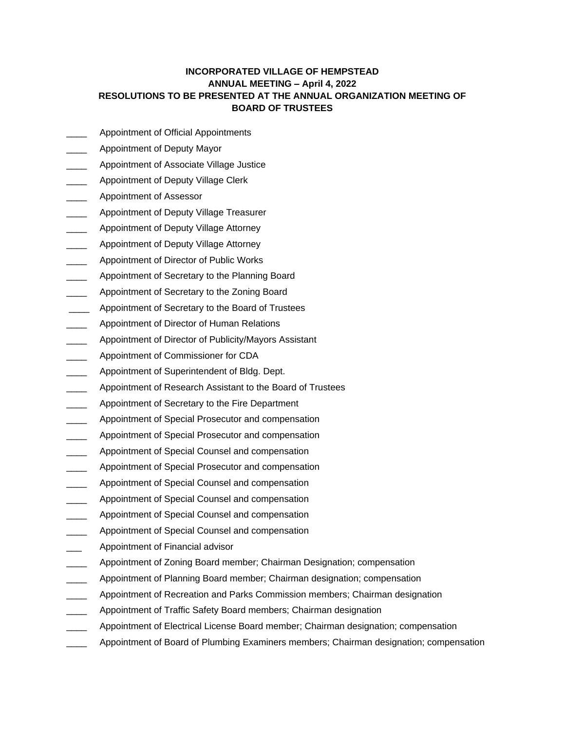**INCORPORATED VILLAGE OF HEMPSTEAD**
**ANNUAL MEETING – April 4, 2022**
**RESOLUTIONS TO BE PRESENTED AT THE ANNUAL ORGANIZATION MEETING OF BOARD OF TRUSTEES**

____ Appointment of Official Appointments
____ Appointment of Deputy Mayor
____ Appointment of Associate Village Justice
____ Appointment of Deputy Village Clerk
____ Appointment of Assessor
____ Appointment of Deputy Village Treasurer
____ Appointment of Deputy Village Attorney
____ Appointment of Deputy Village Attorney
____ Appointment of Director of Public Works
____ Appointment of Secretary to the Planning Board
____ Appointment of Secretary to the Zoning Board
____ Appointment of Secretary to the Board of Trustees
____ Appointment of Director of Human Relations
____ Appointment of Director of Publicity/Mayors Assistant
____ Appointment of Commissioner for CDA
____ Appointment of Superintendent of Bldg. Dept.
____ Appointment of Research Assistant to the Board of Trustees
____ Appointment of Secretary to the Fire Department
____ Appointment of Special Prosecutor and compensation
____ Appointment of Special Prosecutor and compensation
____ Appointment of Special Counsel and compensation
____ Appointment of Special Prosecutor and compensation
____ Appointment of Special Counsel and compensation
____ Appointment of Special Counsel and compensation
____ Appointment of Special Counsel and compensation
____ Appointment of Special Counsel and compensation
___ Appointment of Financial advisor
____ Appointment of Zoning Board member; Chairman Designation; compensation
____ Appointment of Planning Board member; Chairman designation; compensation
____ Appointment of Recreation and Parks Commission members; Chairman designation
____ Appointment of Traffic Safety Board members; Chairman designation
____ Appointment of Electrical License Board member; Chairman designation; compensation
____ Appointment of Board of Plumbing Examiners members; Chairman designation; compensation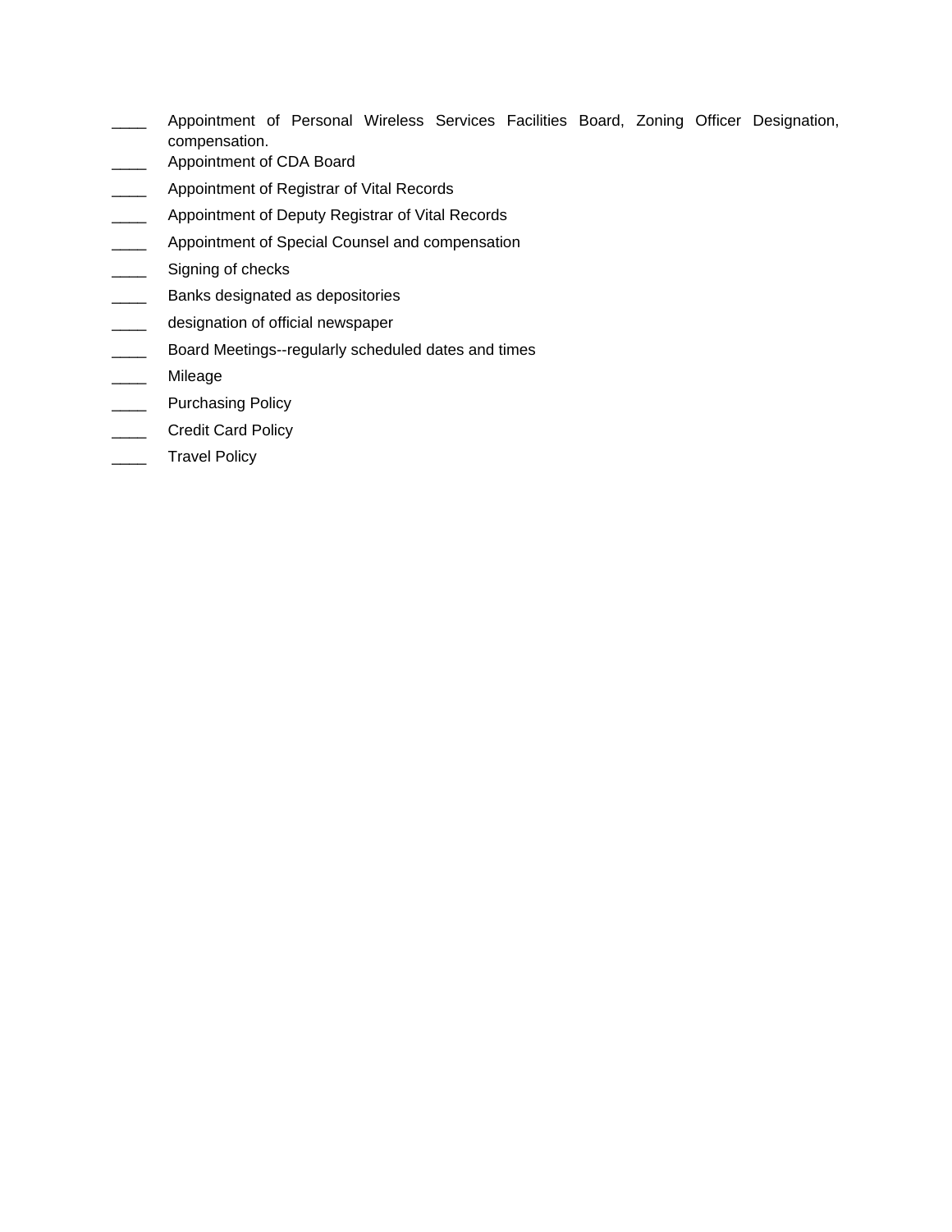____ Appointment of Personal Wireless Services Facilities Board, Zoning Officer Designation, compensation.

____ Appointment of CDA Board

____ Appointment of Registrar of Vital Records

____ Appointment of Deputy Registrar of Vital Records

____ Appointment of Special Counsel and compensation

____ Signing of checks

____ Banks designated as depositories

____ designation of official newspaper

____ Board Meetings--regularly scheduled dates and times

____ Mileage

____ Purchasing Policy

____ Credit Card Policy

____ Travel Policy